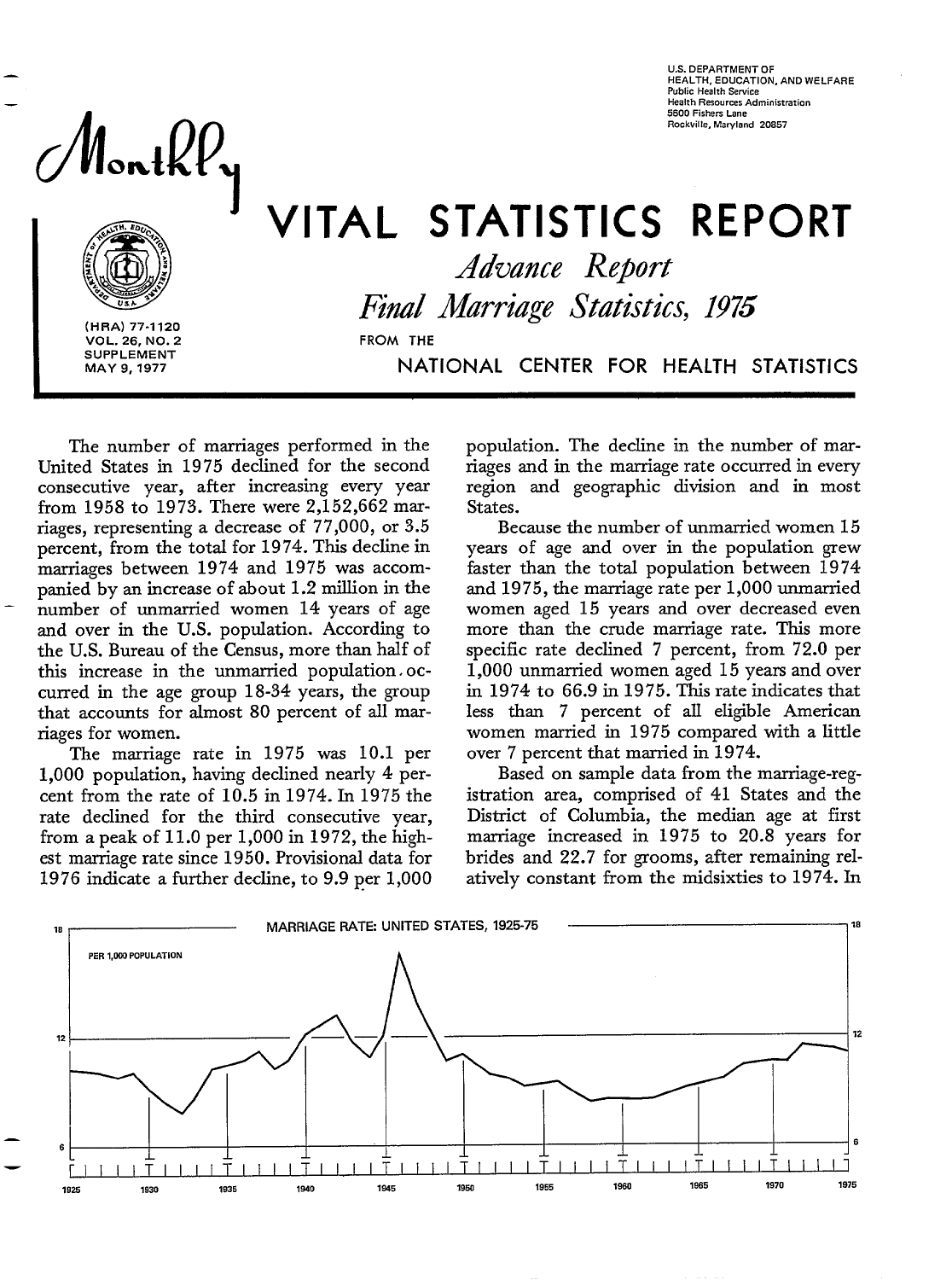U.S. DEPARTMENT OF HEALTH, EDUCATION, AND WELFARE
Public Health Service
Health Resources Administration
5600 Fishers Lane
Rockville, Maryland 20857

# Monthly VITAL STATISTICS REPORT

## *Advance Report*

## *Final Marriage Statistics, 1975*

FROM THE

NATIONAL CENTER FOR HEALTH STATISTICS

(HRA) 77-1120
VOL. 26, NO. 2
SUPPLEMENT
MAY 9, 1977

The number of marriages performed in the United States in 1975 declined for the second consecutive year, after increasing every year from 1958 to 1973. There were 2,152,662 marriages, representing a decrease of 77,000, or 3.5 percent, from the total for 1974. This decline in marriages between 1974 and 1975 was accompanied by an increase of about 1.2 million in the number of unmarried women 14 years of age and over in the U.S. population. According to the U.S. Bureau of the Census, more than half of this increase in the unmarried population occurred in the age group 18-34 years, the group that accounts for almost 80 percent of all marriages for women.

The marriage rate in 1975 was 10.1 per 1,000 population, having declined nearly 4 percent from the rate of 10.5 in 1974. In 1975 the rate declined for the third consecutive year, from a peak of 11.0 per 1,000 in 1972, the highest marriage rate since 1950. Provisional data for 1976 indicate a further decline, to 9.9 per 1,000 population. The decline in the number of marriages and in the marriage rate occurred in every region and geographic division and in most States.

Because the number of unmarried women 15 years of age and over in the population grew faster than the total population between 1974 and 1975, the marriage rate per 1,000 unmarried women aged 15 years and over decreased even more than the crude marriage rate. This more specific rate declined 7 percent, from 72.0 per 1,000 unmarried women aged 15 years and over in 1974 to 66.9 in 1975. This rate indicates that less than 7 percent of all eligible American women married in 1975 compared with a little over 7 percent that married in 1974.

Based on sample data from the marriage-registration area, comprised of 41 States and the District of Columbia, the median age at first marriage increased in 1975 to 20.8 years for brides and 22.7 for grooms, after remaining relatively constant from the midsixties to 1974. In

MARRIAGE RATE: UNITED STATES, 1925-75

PER 1,000 POPULATION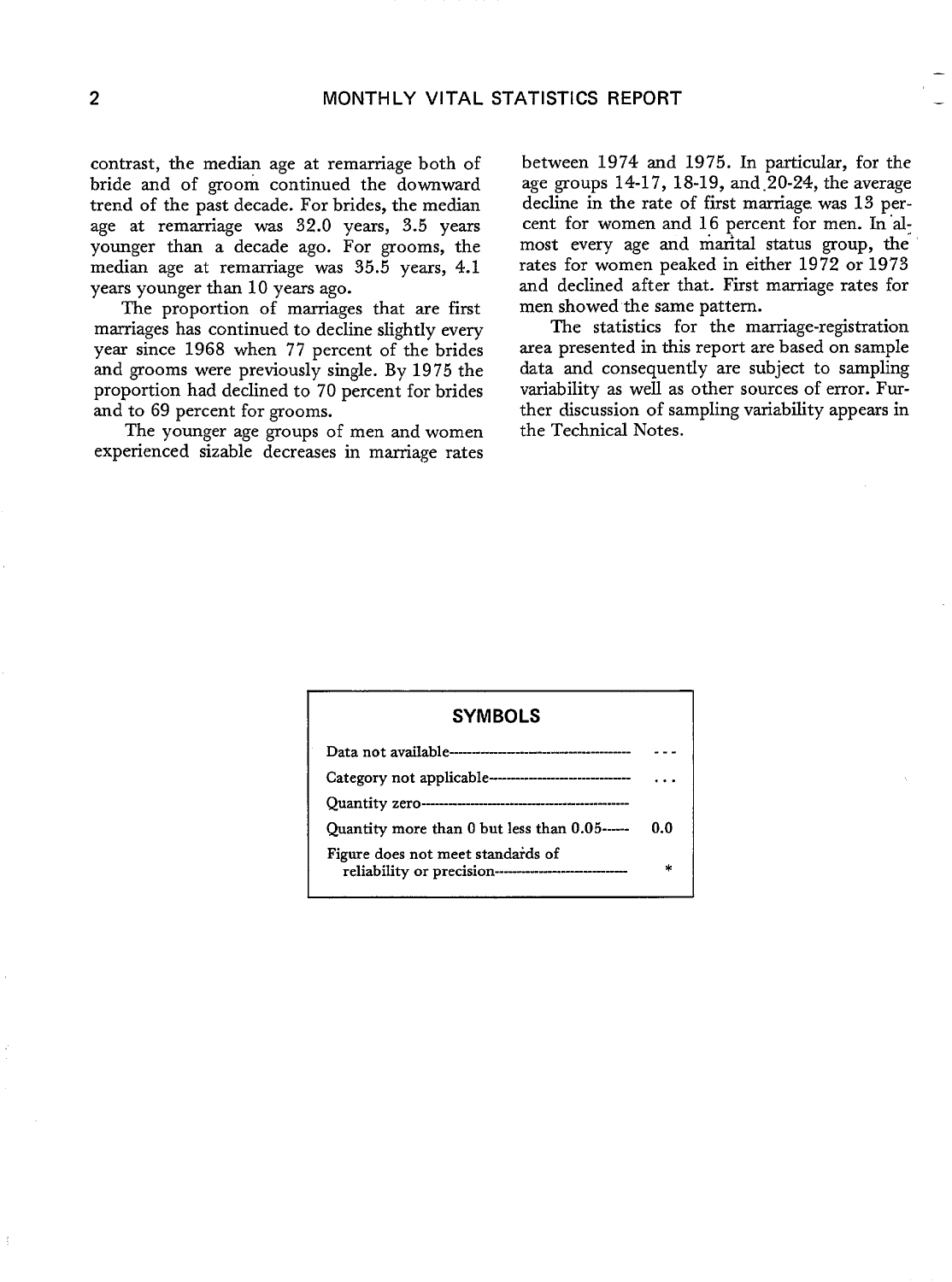contrast, the median age at remarriage both of bride and of groom continued the downward trend of the past decade. For brides, the median age at remarriage was 32.0 years, 3.5 years younger than a decade ago. For grooms, the median age at remarriage was 35.5 years, 4.1 years younger than 10 years ago.

The proportion of marriages that are first marriages has continued to decline slightly every year since 1968 when 77 percent of the brides and grooms were previously single. By 1975 the proportion had declined to 70 percent for brides and to 69 percent for grooms.

The younger age groups of men and women experienced sizable decreases in marriage rates between 1974 and 1975. In particular, for the age groups 14-17, 18-19, and 20-24, the average decline in the rate of first marriage was 13 percent for women and 16 percent for men. In almost every age and marital status group, the rates for women peaked in either 1972 or 1973 and declined after that. First marriage rates for men showed the same pattern.

The statistics for the marriage-registration area presented in this report are based on sample data and consequently are subject to sampling variability as well as other sources of error. Further discussion of sampling variability appears in the Technical Notes.

| SYMBOLS | |
|---|---|
| Data not available | --- |
| Category not applicable | . . . |
| Quantity zero | - |
| Quantity more than 0 but less than 0.05 | 0.0 |
| Figure does not meet standards of reliability or precision | * |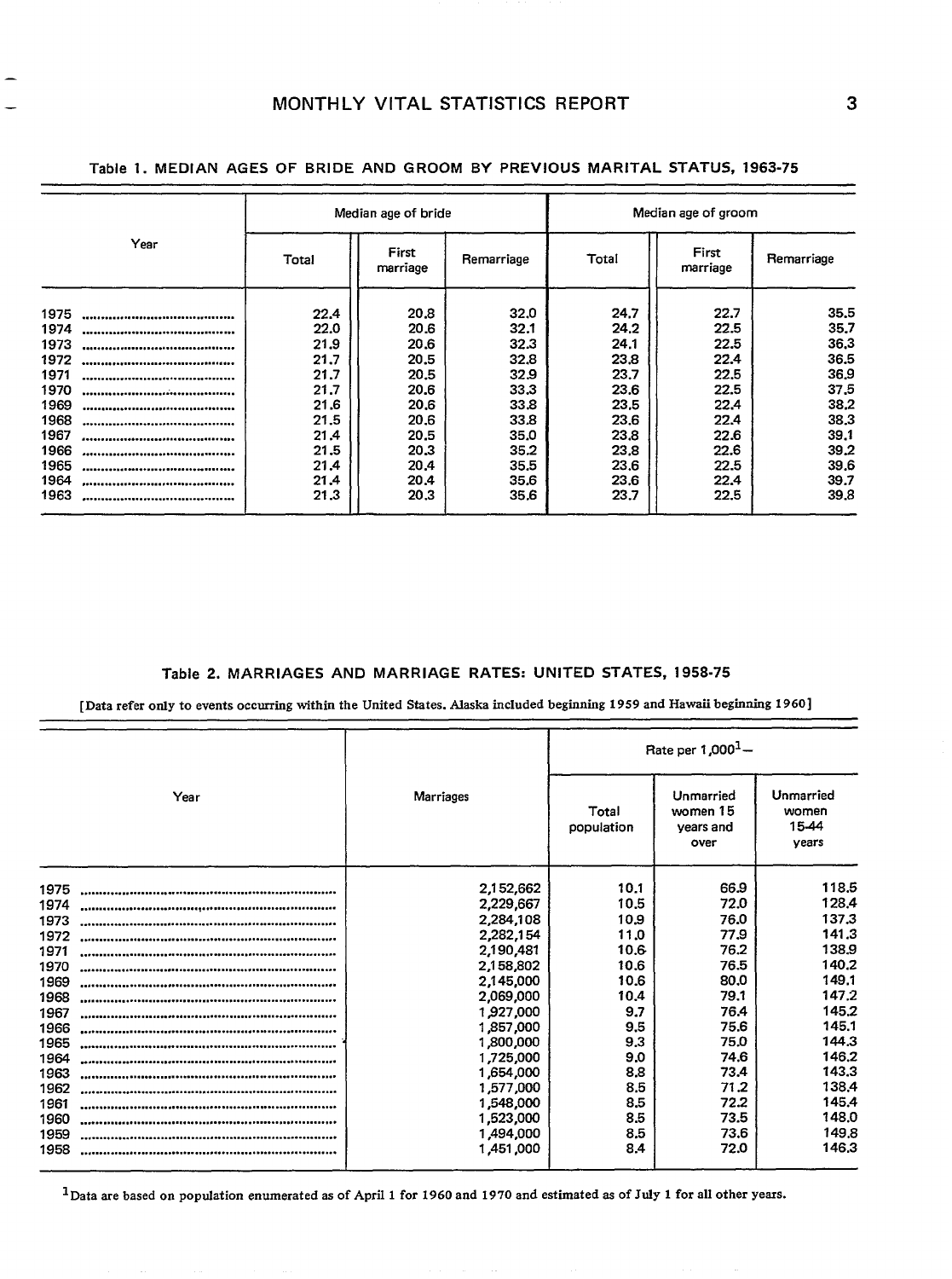Table 1. MEDIAN AGES OF BRIDE AND GROOM BY PREVIOUS MARITAL STATUS, 1963-75

| Year | Median age of bride | | | Median age of groom | | |
|---|---|---|---|---|---|---|
| | Total | First marriage | Remarriage | Total | First marriage | Remarriage |
| 1975 | 22.4 | 20.8 | 32.0 | 24.7 | 22.7 | 35.5 |
| 1974 | 22.0 | 20.6 | 32.1 | 24.2 | 22.5 | 35.7 |
| 1973 | 21.9 | 20.6 | 32.3 | 24.1 | 22.5 | 36.3 |
| 1972 | 21.7 | 20.5 | 32.8 | 23.8 | 22.4 | 36.5 |
| 1971 | 21.7 | 20.5 | 32.9 | 23.7 | 22.5 | 36.9 |
| 1970 | 21.7 | 20.6 | 33.3 | 23.6 | 22.5 | 37.5 |
| 1969 | 21.6 | 20.6 | 33.8 | 23.5 | 22.4 | 38.2 |
| 1968 | 21.5 | 20.6 | 33.8 | 23.6 | 22.4 | 38.3 |
| 1967 | 21.4 | 20.5 | 35.0 | 23.8 | 22.6 | 39.1 |
| 1966 | 21.5 | 20.3 | 35.2 | 23.8 | 22.6 | 39.2 |
| 1965 | 21.4 | 20.4 | 35.5 | 23.6 | 22.5 | 39.6 |
| 1964 | 21.4 | 20.4 | 35.6 | 23.6 | 22.4 | 39.7 |
| 1963 | 21.3 | 20.3 | 35.6 | 23.7 | 22.5 | 39.8 |

Table 2. MARRIAGES AND MARRIAGE RATES: UNITED STATES, 1958-75

[Data refer only to events occurring within the United States. Alaska included beginning 1959 and Hawaii beginning 1960]

| Year | Marriages | Rate per 1,000[1]— | | |
|---|---|---|---|---|
| | | Total population | Unmarried women 15 years and over | Unmarried women 15-44 years |
| 1975 | 2,152,662 | 10.1 | 66.9 | 118.5 |
| 1974 | 2,229,667 | 10.5 | 72.0 | 128.4 |
| 1973 | 2,284,108 | 10.9 | 76.0 | 137.3 |
| 1972 | 2,282,154 | 11.0 | 77.9 | 141.3 |
| 1971 | 2,190,481 | 10.6 | 76.2 | 138.9 |
| 1970 | 2,158,802 | 10.6 | 76.5 | 140.2 |
| 1969 | 2,145,000 | 10.6 | 80.0 | 149.1 |
| 1968 | 2,069,000 | 10.4 | 79.1 | 147.2 |
| 1967 | 1,927,000 | 9.7 | 76.4 | 145.2 |
| 1966 | 1,857,000 | 9.5 | 75.6 | 145.1 |
| 1965 | 1,800,000 | 9.3 | 75.0 | 144.3 |
| 1964 | 1,725,000 | 9.0 | 74.6 | 146.2 |
| 1963 | 1,654,000 | 8.8 | 73.4 | 143.3 |
| 1962 | 1,577,000 | 8.5 | 71.2 | 138.4 |
| 1961 | 1,548,000 | 8.5 | 72.2 | 145.4 |
| 1960 | 1,523,000 | 8.5 | 73.5 | 148.0 |
| 1959 | 1,494,000 | 8.5 | 73.6 | 149.8 |
| 1958 | 1,451,000 | 8.4 | 72.0 | 146.3 |

[1]Data are based on population enumerated as of April 1 for 1960 and 1970 and estimated as of July 1 for all other years.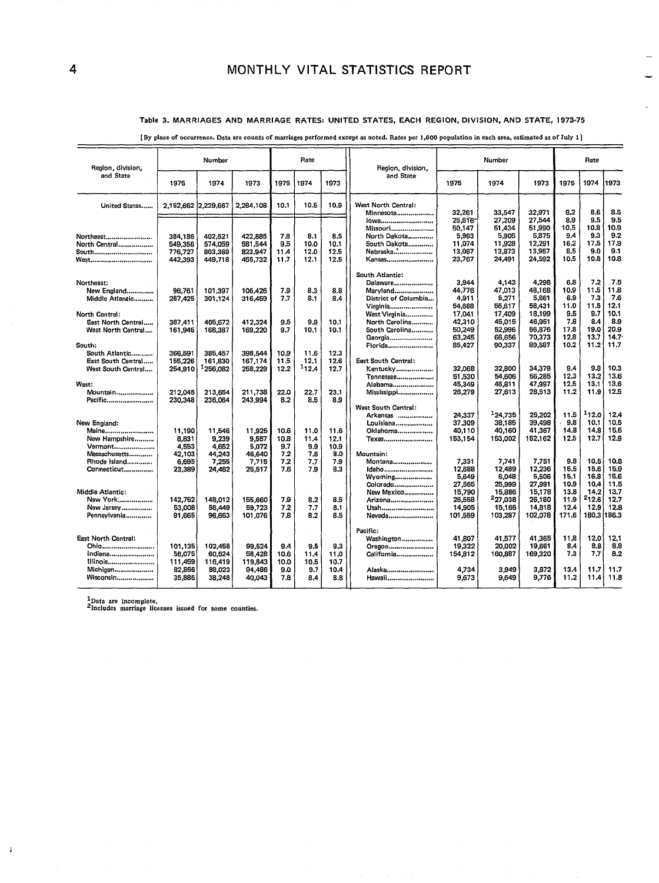### Table 3. MARRIAGES AND MARRIAGE RATES: UNITED STATES, EACH REGION, DIVISION, AND STATE, 1973-75

[By place of occurrence. Data are counts of marriages performed except as noted. Rates per 1,000 population in each area, estimated as of July 1]

| Region, division, and State | Number 1975 | Number 1974 | Number 1973 | Rate 1975 | Rate 1974 | Rate 1973 |
|---|---|---|---|---|---|---|
| United States | 2,152,662 | 2,229,667 | 2,284,108 | 10.1 | 10.5 | 10.9 |
| Northeast | 384,186 | 402,521 | 422,885 | 7.8 | 8.1 | 8.5 |
| North Central | 549,356 | 574,059 | 581,544 | 9.5 | 10.0 | 10.1 |
| South | 776,727 | 803,369 | 823,947 | 11.4 | 12.0 | 12.5 |
| West | 442,393 | 449,718 | 455,732 | 11.7 | 12.1 | 12.5 |
| **Northeast:** | | | | | | |
| New England | 96,761 | 101,397 | 106,426 | 7.9 | 8.3 | 8.8 |
| Middle Atlantic | 287,425 | 301,124 | 316,459 | 7.7 | 8.1 | 8.4 |
| **North Central:** | | | | | | |
| East North Central | 387,411 | 405,672 | 412,324 | 9.5 | 9.9 | 10.1 |
| West North Central | 161,945 | 168,387 | 169,220 | 9.7 | 10.1 | 10.1 |
| **South:** | | | | | | |
| South Atlantic | 366,591 | 385,457 | 398,544 | 10.9 | 11.6 | 12.3 |
| East South Central | 155,226 | 161,830 | 167,174 | 11.5 | 12.1 | 12.6 |
| West South Central | 254,910 | [1]256,082 | 258,229 | 12.2 | [1]12.4 | 12.7 |
| **West:** | | | | | | |
| Mountain | 212,045 | 213,654 | 211,738 | 22.0 | 22.7 | 23.1 |
| Pacific | 230,348 | 236,064 | 243,994 | 8.2 | 8.5 | 8.9 |
| **New England:** | | | | | | |
| Maine | 11,190 | 11,546 | 11,925 | 10.6 | 11.0 | 11.6 |
| New Hampshire | 8,831 | 9,239 | 9,557 | 10.8 | 11.4 | 12.1 |
| Vermont | 4,553 | 4,652 | 5,072 | 9.7 | 9.9 | 10.9 |
| Massachusetts | 42,103 | 44,243 | 46,640 | 7.2 | 7.6 | 8.0 |
| Rhode Island | 6,695 | 7,255 | 7,715 | 7.2 | 7.7 | 7.9 |
| Connecticut | 23,389 | 24,462 | 25,517 | 7.6 | 7.9 | 8.3 |
| **Middle Atlantic:** | | | | | | |
| New York | 142,752 | 148,012 | 155,660 | 7.9 | 8.2 | 8.5 |
| New Jersey | 53,008 | 56,449 | 59,723 | 7.2 | 7.7 | 8.1 |
| Pennsylvania | 91,665 | 96,663 | 101,076 | 7.8 | 8.2 | 8.5 |
| **East North Central:** | | | | | | |
| Ohio | 101,135 | 102,458 | 99,524 | 9.4 | 9.5 | 9.3 |
| Indiana | 56,075 | 60,524 | 58,428 | 10.6 | 11.4 | 11.0 |
| Illinois | 111,459 | 116,419 | 119,843 | 10.0 | 10.5 | 10.7 |
| Michigan | 82,856 | 88,023 | 94,486 | 9.0 | 9.7 | 10.4 |
| Wisconsin | 35,886 | 38,248 | 40,043 | 7.8 | 8.4 | 8.8 |
| **West North Central:** | | | | | | |
| Minnesota | 32,261 | 33,547 | 32,971 | 8.2 | 8.6 | 8.5 |
| Iowa | 25,616 | 27,209 | 27,544 | 8.9 | 9.5 | 9.5 |
| Missouri | 50,147 | 51,434 | 51,990 | 10.5 | 10.8 | 10.9 |
| North Dakota | 5,993 | 5,905 | 5,875 | 9.4 | 9.3 | 9.2 |
| South Dakota | 11,074 | 11,928 | 12,291 | 16.2 | 17.5 | 17.9 |
| Nebraska | 13,087 | 13,873 | 13,957 | 8.5 | 9.0 | 9.1 |
| Kansas | 23,767 | 24,491 | 24,592 | 10.5 | 10.8 | 10.8 |
| **South Atlantic:** | | | | | | |
| Delaware | 3,944 | 4,143 | 4,298 | 6.8 | 7.2 | 7.5 |
| Maryland | 44,776 | 47,013 | 48,168 | 10.9 | 11.5 | 11.8 |
| District of Columbia | 4,911 | 5,271 | 5,661 | 6.9 | 7.3 | 7.6 |
| Virginia | 54,688 | 56,617 | 58,431 | 11.0 | 11.5 | 12.1 |
| West Virginia | 17,041 | 17,409 | 18,199 | 9.5 | 9.7 | 10.1 |
| North Carolina | 42,310 | 45,015 | 46,951 | 7.8 | 8.4 | 8.9 |
| South Carolina | 50,249 | 52,996 | 56,876 | 17.8 | 19.0 | 20.9 |
| Georgia | 63,245 | 66,656 | 70,373 | 12.8 | 13.7 | 14.7 |
| Florida | 85,427 | 90,337 | 89,587 | 10.2 | 11.2 | 11.7 |
| **East South Central:** | | | | | | |
| Kentucky | 32,068 | 32,800 | 34,379 | 9.4 | 9.8 | 10.3 |
| Tennessee | 51,530 | 54,606 | 56,285 | 12.3 | 13.2 | 13.6 |
| Alabama | 45,349 | 46,811 | 47,997 | 12.5 | 13.1 | 13.6 |
| Mississippi | 26,279 | 27,613 | 28,513 | 11.2 | 11.9 | 12.5 |
| **West South Central:** | | | | | | |
| Arkansas | 24,337 | [1]24,735 | 25,202 | 11.5 | [1]12.0 | 12.4 |
| Louisiana | 37,309 | 38,185 | 39,498 | 9.8 | 10.1 | 10.5 |
| Oklahoma | 40,110 | 40,160 | 41,367 | 14.8 | 14.8 | 15.5 |
| Texas | 153,154 | 153,002 | 152,162 | 12.5 | 12.7 | 12.9 |
| **Mountain:** | | | | | | |
| Montana | 7,331 | 7,741 | 7,751 | 9.8 | 10.5 | 10.8 |
| Idaho | 12,688 | 12,489 | 12,236 | 15.5 | 15.6 | 15.9 |
| Wyoming | 5,649 | 6,048 | 5,506 | 15.1 | 16.8 | 15.6 |
| Colorado | 27,565 | 25,999 | 27,991 | 10.9 | 10.4 | 11.5 |
| New Mexico | 15,790 | 15,886 | 15,178 | 13.8 | 14.2 | 13.7 |
| Arizona | 26,558 | [2]27,038 | 26,180 | 11.9 | [2]12.6 | 12.7 |
| Utah | 14,905 | 15,166 | 14,818 | 12.4 | 12.9 | 12.8 |
| Nevada | 101,559 | 103,287 | 102,078 | 171.6 | 180.3 | 186.3 |
| **Pacific:** | | | | | | |
| Washington | 41,807 | 41,577 | 41,365 | 11.8 | 12.0 | 12.1 |
| Oregon | 19,322 | 20,002 | 19,661 | 8.4 | 8.8 | 8.8 |
| California | 154,812 | 160,887 | 169,320 | 7.3 | 7.7 | 8.2 |
| Alaska | 4,734 | 3,949 | 3,872 | 13.4 | 11.7 | 11.7 |
| Hawaii | 9,673 | 9,649 | 9,776 | 11.2 | 11.4 | 11.8 |

[1]Data are incomplete.
[2]Includes marriage licenses issued for some counties.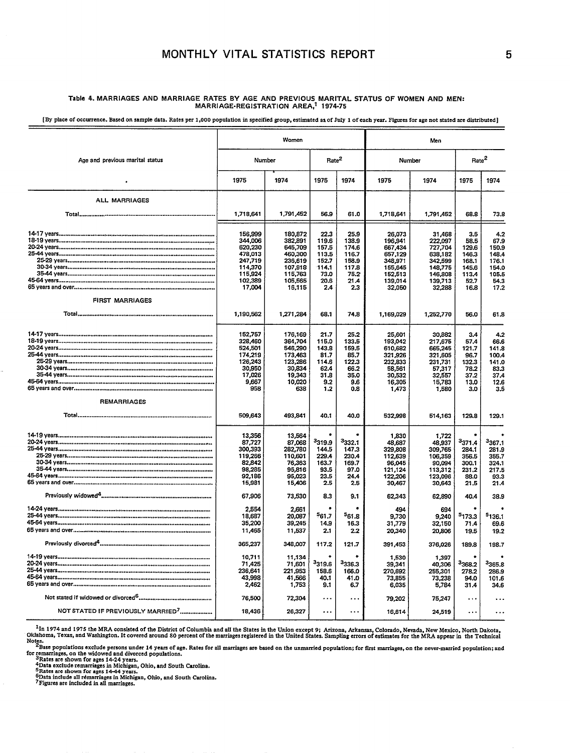**Table 4. MARRIAGES AND MARRIAGE RATES BY AGE AND PREVIOUS MARITAL STATUS OF WOMEN AND MEN: MARRIAGE-REGISTRATION AREA,[1] 1974-75**

[By place of occurrence. Based on sample data. Rates per 1,000 population in specified group, estimated as of July 1 of each year. Figures for age not stated are distributed]

| Age and previous marital status | Women | | | | Men | | | |
|---|---|---|---|---|---|---|---|---|
| | Number | | Rate[2] | | Number | | Rate[2] | |
| | 1975 | 1974 | 1975 | 1974 | 1975 | 1974 | 1975 | 1974 |
| **ALL MARRIAGES** | | | | | | | | |
| Total | 1,718,641 | 1,791,452 | 56.9 | 61.0 | 1,718,641 | 1,791,452 | 68.8 | 73.8 |
| 14-17 years | 156,999 | 180,872 | 22.3 | 25.9 | 26,073 | 31,468 | 3.5 | 4.2 |
| 18-19 years | 344,006 | 382,891 | 119.6 | 138.9 | 196,941 | 222,097 | 58.5 | 67.9 |
| 20-24 years | 620,230 | 645,709 | 157.5 | 174.6 | 667,434 | 727,704 | 129.6 | 150.9 |
| 25-44 years | 478,013 | 460,300 | 113.5 | 116.7 | 657,129 | 638,182 | 146.3 | 148.4 |
| 25-29 years | 247,719 | 236,619 | 152.7 | 158.9 | 348,971 | 342,599 | 168.1 | 176.1 |
| 30-34 years | 114,370 | 107,918 | 114.1 | 117.8 | 155,645 | 148,775 | 145.6 | 154.0 |
| 35-44 years | 115,924 | 115,763 | 73.0 | 75.2 | 152,513 | 146,808 | 113.4 | 105.5 |
| 45-64 years | 102,389 | 105,565 | 20.6 | 21.4 | 139,014 | 139,713 | 52.7 | 54.3 |
| 65 years and over | 17,004 | 16,115 | 2.4 | 2.3 | 32,050 | 32,288 | 16.8 | 17.2 |
| **FIRST MARRIAGES** | | | | | | | | |
| Total | 1,190,562 | 1,271,284 | 68.1 | 74.8 | 1,169,029 | 1,252,770 | 56.0 | 61.8 |
| 14-17 years | 152,757 | 176,169 | 21.7 | 25.2 | 25,601 | 30,882 | 3.4 | 4.2 |
| 18-19 years | 328,460 | 364,704 | 115.0 | 133.5 | 193,042 | 217,675 | 57.4 | 66.6 |
| 20-24 years | 524,501 | 546,290 | 143.8 | 159.5 | 610,682 | 665,245 | 121.7 | 141.8 |
| 25-44 years | 174,219 | 173,463 | 81.7 | 85.7 | 321,926 | 321,605 | 96.7 | 100.4 |
| 25-29 years | 126,243 | 123,286 | 114.6 | 122.3 | 232,833 | 231,731 | 132.3 | 141.0 |
| 30-34 years | 30,950 | 30,834 | 62.4 | 66.2 | 58,561 | 57,317 | 78.2 | 83.3 |
| 35-44 years | 17,026 | 19,343 | 31.8 | 35.0 | 30,532 | 32,557 | 37.2 | 37.4 |
| 45-64 years | 9,667 | 10,020 | 9.2 | 9.6 | 16,305 | 15,783 | 13.0 | 12.6 |
| 65 years and over | 958 | 638 | 1.2 | 0.8 | 1,473 | 1,580 | 3.0 | 3.5 |
| **REMARRIAGES** | | | | | | | | |
| Total | 509,643 | 493,841 | 40.1 | 40.0 | 532,998 | 514,163 | 129.8 | 129.1 |
| 14-19 years | 13,356 | 13,564 | * | * | 1,830 | 1,722 | * | * |
| 20-24 years | 87,727 | 87,068 | [3]319.9 | [3]332.1 | 48,687 | 48,937 | [3]371.4 | [3]367.1 |
| 25-44 years | 300,393 | 282,780 | 144.5 | 147.3 | 329,808 | 309,765 | 284.1 | 281.9 |
| 25-29 years | 119,266 | 110,601 | 229.4 | 230.4 | 112,639 | 106,359 | 356.5 | 355.7 |
| 30-34 years | 82,842 | 76,363 | 163.7 | 169.7 | 96,045 | 90,094 | 300.1 | 324.1 |
| 35-44 years | 98,285 | 95,816 | 93.5 | 97.0 | 121,124 | 113,312 | 231.2 | 217.5 |
| 45-64 years | 92,186 | 95,023 | 23.5 | 24.4 | 122,206 | 123,096 | 88.0 | 93.3 |
| 65 years and over | 15,981 | 15,406 | 2.5 | 2.5 | 30,467 | 30,643 | 21.5 | 21.4 |
| Previously widowed[4] | 67,906 | 73,530 | 8.3 | 9.1 | 62,343 | 62,890 | 40.4 | 38.9 |
| 14-24 years | 2,554 | 2,661 | * | * | 494 | 694 | * | * |
| 25-44 years | 18,687 | 20,087 | [5]61.7 | [5]61.8 | 9,730 | 9,240 | [5]173.3 | [5]136.1 |
| 45-64 years | 35,200 | 39,245 | 14.9 | 16.3 | 31,779 | 32,150 | 71.4 | 69.6 |
| 65 years and over | 11,465 | 11,537 | 2.1 | 2.2 | 20,340 | 20,806 | 19.5 | 19.2 |
| Previously divorced[4] | 365,237 | 348,007 | 117.2 | 121.7 | 391,453 | 376,026 | 189.8 | 198.7 |
| 14-19 years | 10,711 | 11,134 | * | * | 1,530 | 1,397 | * | * |
| 20-24 years | 71,425 | 71,601 | [3]319.6 | [3]336.3 | 39,341 | 40,306 | [3]368.2 | [3]365.8 |
| 25-44 years | 236,641 | 221,953 | 158.6 | 166.0 | 270,692 | 255,301 | 278.2 | 286.9 |
| 45-64 years | 43,998 | 41,566 | 40.1 | 41.0 | 73,855 | 73,238 | 94.0 | 101.6 |
| 65 years and over | 2,462 | 1,753 | 9.1 | 6.7 | 6,035 | 5,784 | 31.4 | 34.6 |
| Not stated if widowed or divorced[6] | 76,500 | 72,304 | ... | ... | 79,202 | 75,247 | ... | ... |
| NOT STATED IF PREVIOUSLY MARRIED[7] | 18,436 | 26,327 | ... | ... | 16,614 | 24,519 | ... | ... |

[1]In 1974 and 1975 the MRA consisted of the District of Columbia and all the States in the Union except 9; Arizona, Arkansas, Colorado, Nevada, New Mexico, North Dakota, Oklahoma, Texas, and Washington. It covered around 80 percent of the marriages registered in the United States. Sampling errors of estimates for the MRA appear in the Technical Notes.

[2]Base populations exclude persons under 14 years of age. Rates for all marriages are based on the unmarried population; for first marriages, on the never-married population; and for remarriages, on the widowed and divorced populations.

[3]Rates are shown for ages 14-24 years.

[4]Data exclude remarriages in Michigan, Ohio, and South Carolina.

[5]Rates are shown for ages 14-44 years.

[6]Data include all remarriages in Michigan, Ohio, and South Carolina.

[7]Figures are included in all marriages.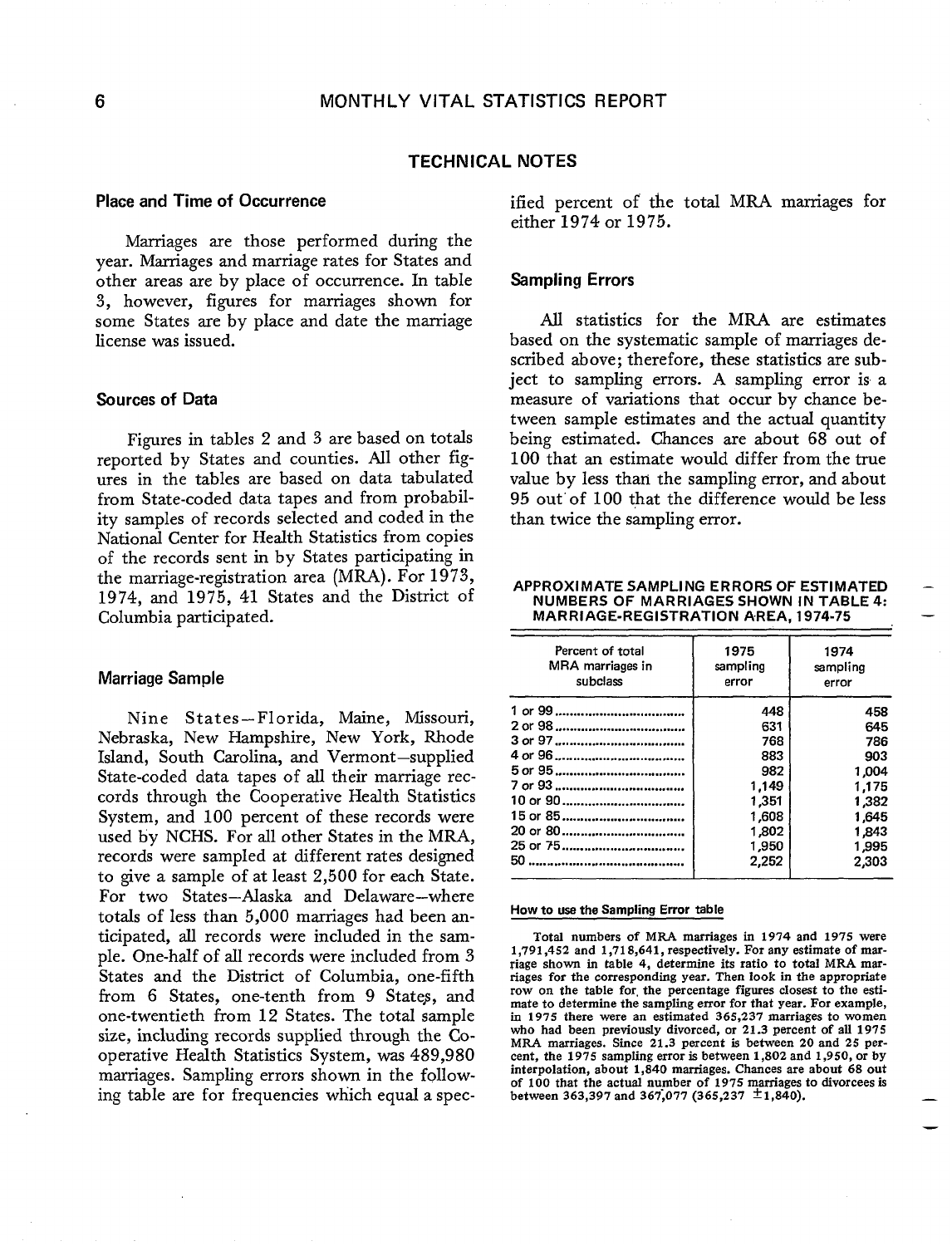## TECHNICAL NOTES

### Place and Time of Occurrence

Marriages are those performed during the year. Marriages and marriage rates for States and other areas are by place of occurrence. In table 3, however, figures for marriages shown for some States are by place and date the marriage license was issued.

### Sources of Data

Figures in tables 2 and 3 are based on totals reported by States and counties. All other figures in the tables are based on data tabulated from State-coded data tapes and from probability samples of records selected and coded in the National Center for Health Statistics from copies of the records sent in by States participating in the marriage-registration area (MRA). For 1973, 1974, and 1975, 41 States and the District of Columbia participated.

### Marriage Sample

Nine States—Florida, Maine, Missouri, Nebraska, New Hampshire, New York, Rhode Island, South Carolina, and Vermont—supplied State-coded data tapes of all their marriage records through the Cooperative Health Statistics System, and 100 percent of these records were used by NCHS. For all other States in the MRA, records were sampled at different rates designed to give a sample of at least 2,500 for each State. For two States—Alaska and Delaware—where totals of less than 5,000 marriages had been anticipated, all records were included in the sample. One-half of all records were included from 3 States and the District of Columbia, one-fifth from 6 States, one-tenth from 9 States, and one-twentieth from 12 States. The total sample size, including records supplied through the Cooperative Health Statistics System, was 489,980 marriages. Sampling errors shown in the following table are for frequencies which equal a specified percent of the total MRA marriages for either 1974 or 1975.

### Sampling Errors

All statistics for the MRA are estimates based on the systematic sample of marriages described above; therefore, these statistics are subject to sampling errors. A sampling error is a measure of variations that occur by chance between sample estimates and the actual quantity being estimated. Chances are about 68 out of 100 that an estimate would differ from the true value by less than the sampling error, and about 95 out of 100 that the difference would be less than twice the sampling error.

**APPROXIMATE SAMPLING ERRORS OF ESTIMATED NUMBERS OF MARRIAGES SHOWN IN TABLE 4: MARRIAGE-REGISTRATION AREA, 1974-75**

| Percent of total MRA marriages in subclass | 1975 sampling error | 1974 sampling error |
|---|---|---|
| 1 or 99 | 448 | 458 |
| 2 or 98 | 631 | 645 |
| 3 or 97 | 768 | 786 |
| 4 or 96 | 883 | 903 |
| 5 or 95 | 982 | 1,004 |
| 7 or 93 | 1,149 | 1,175 |
| 10 or 90 | 1,351 | 1,382 |
| 15 or 85 | 1,608 | 1,645 |
| 20 or 80 | 1,802 | 1,843 |
| 25 or 75 | 1,950 | 1,995 |
| 50 | 2,252 | 2,303 |

**How to use the Sampling Error table**

Total numbers of MRA marriages in 1974 and 1975 were 1,791,452 and 1,718,641, respectively. For any estimate of marriage shown in table 4, determine its ratio to total MRA marriages for the corresponding year. Then look in the appropriate row on the table for the percentage figures closest to the estimate to determine the sampling error for that year. For example, in 1975 there were an estimated 365,237 marriages to women who had been previously divorced, or 21.3 percent of all 1975 MRA marriages. Since 21.3 percent is between 20 and 25 percent, the 1975 sampling error is between 1,802 and 1,950, or by interpolation, about 1,840 marriages. Chances are about 68 out of 100 that the actual number of 1975 marriages to divorcees is between 363,397 and 367,077 (365,237 ±1,840).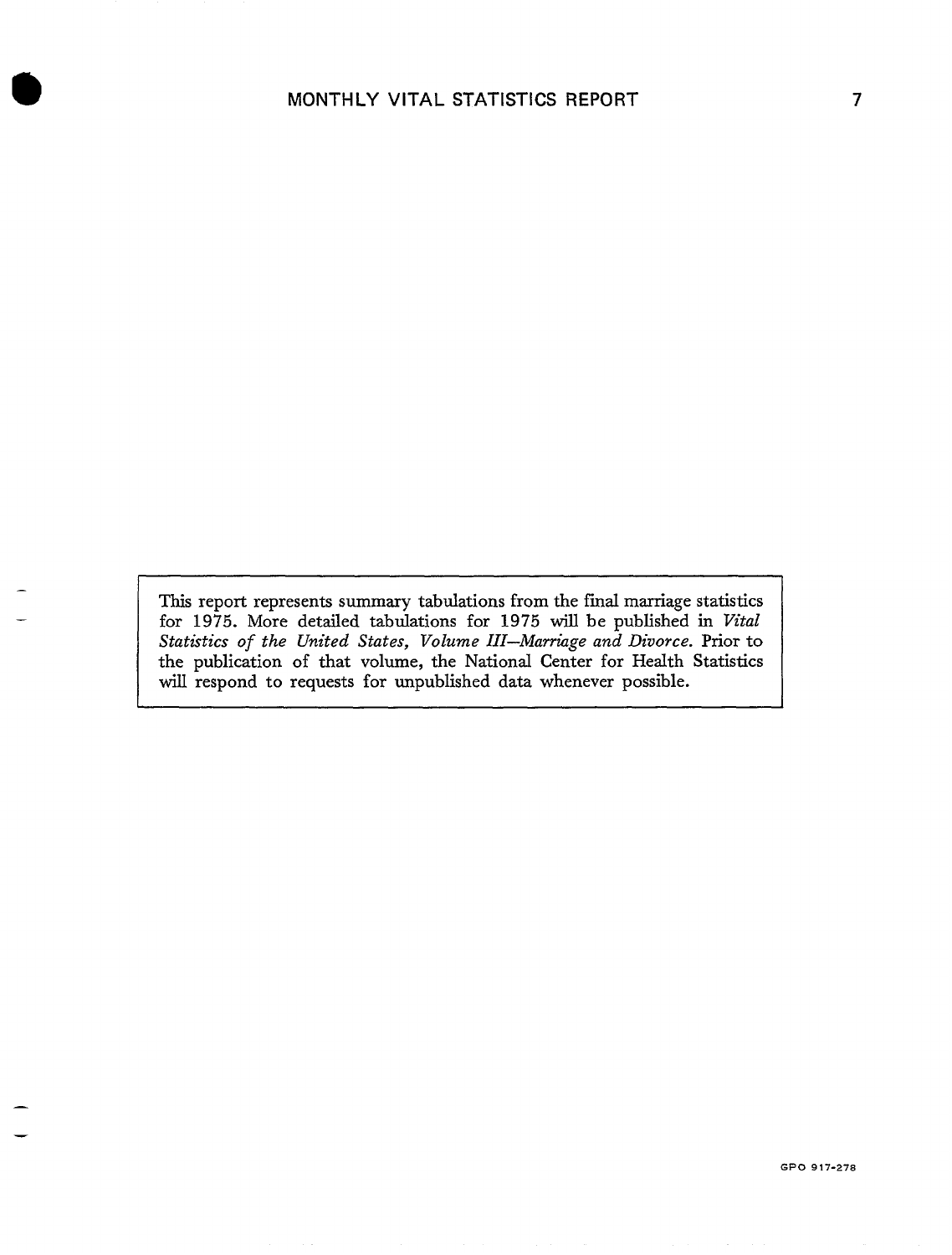This report represents summary tabulations from the final marriage statistics for 1975. More detailed tabulations for 1975 will be published in *Vital Statistics of the United States, Volume III—Marriage and Divorce.* Prior to the publication of that volume, the National Center for Health Statistics will respond to requests for unpublished data whenever possible.

GPO 917-278